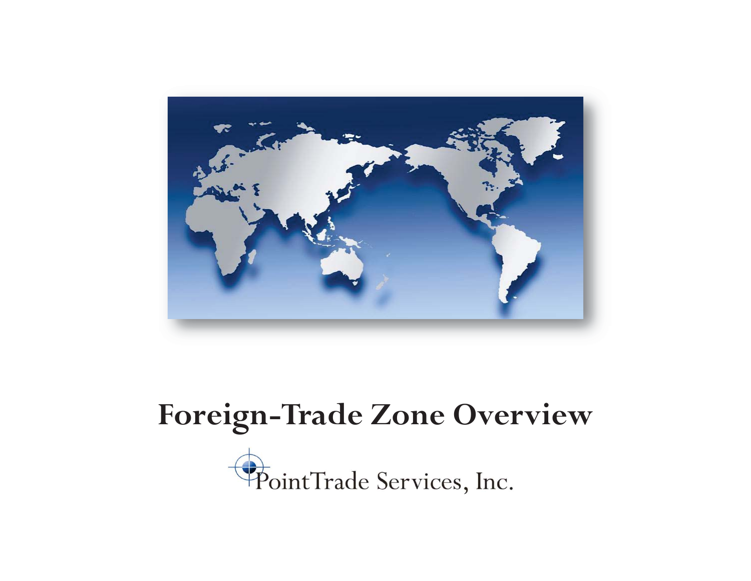# Foreign-Trade Zone Overview

PointTrade Services, Inc.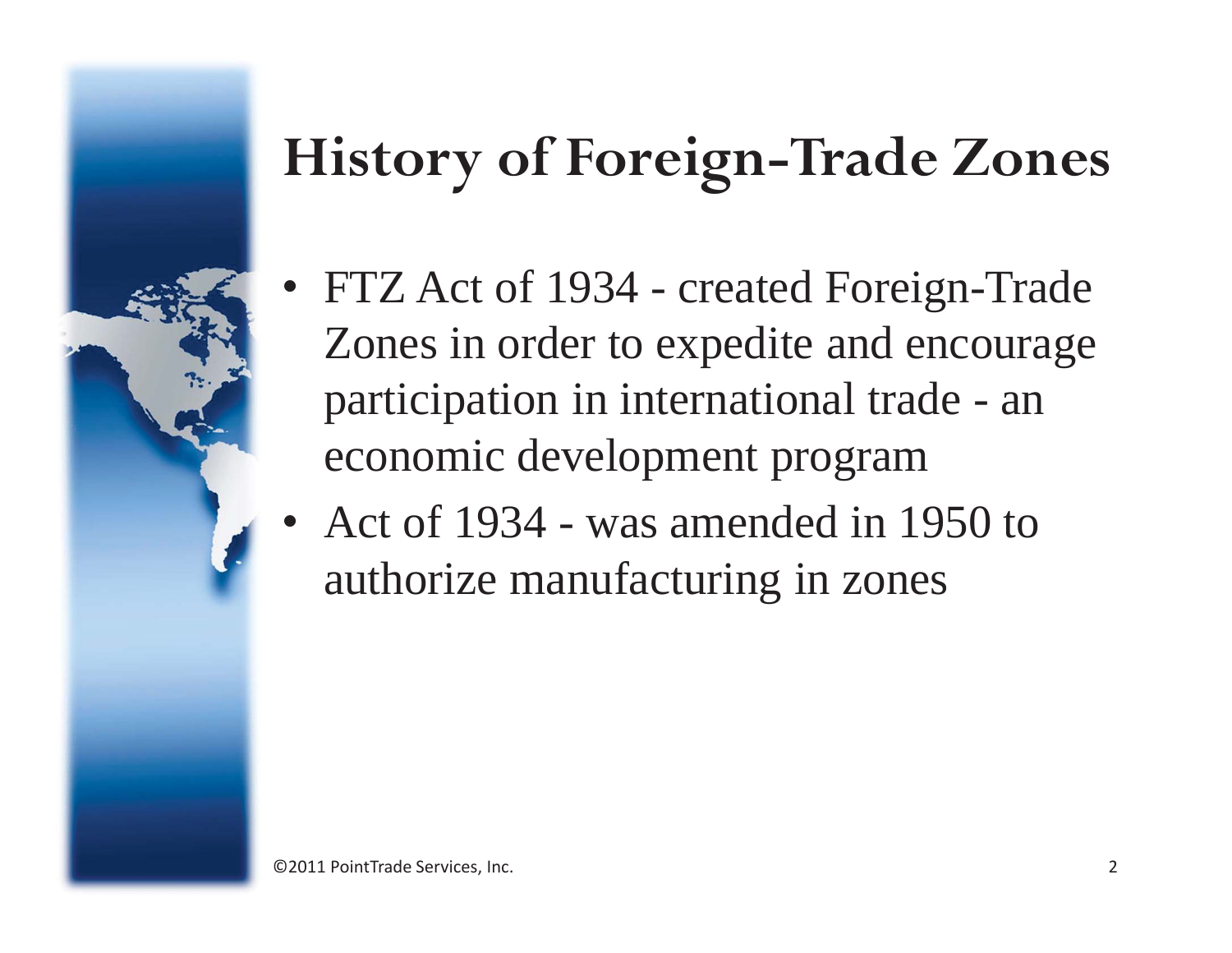# History of Foreign-Trade Zones

- FTZ Act of 1934 - created Foreign-Trade Zones in order to expedite and encourage participation in international trade - an economic development program
- Act of 1934 - was amended in 1950 to authorize manufacturing in zones

©2011 PointTrade Services, Inc.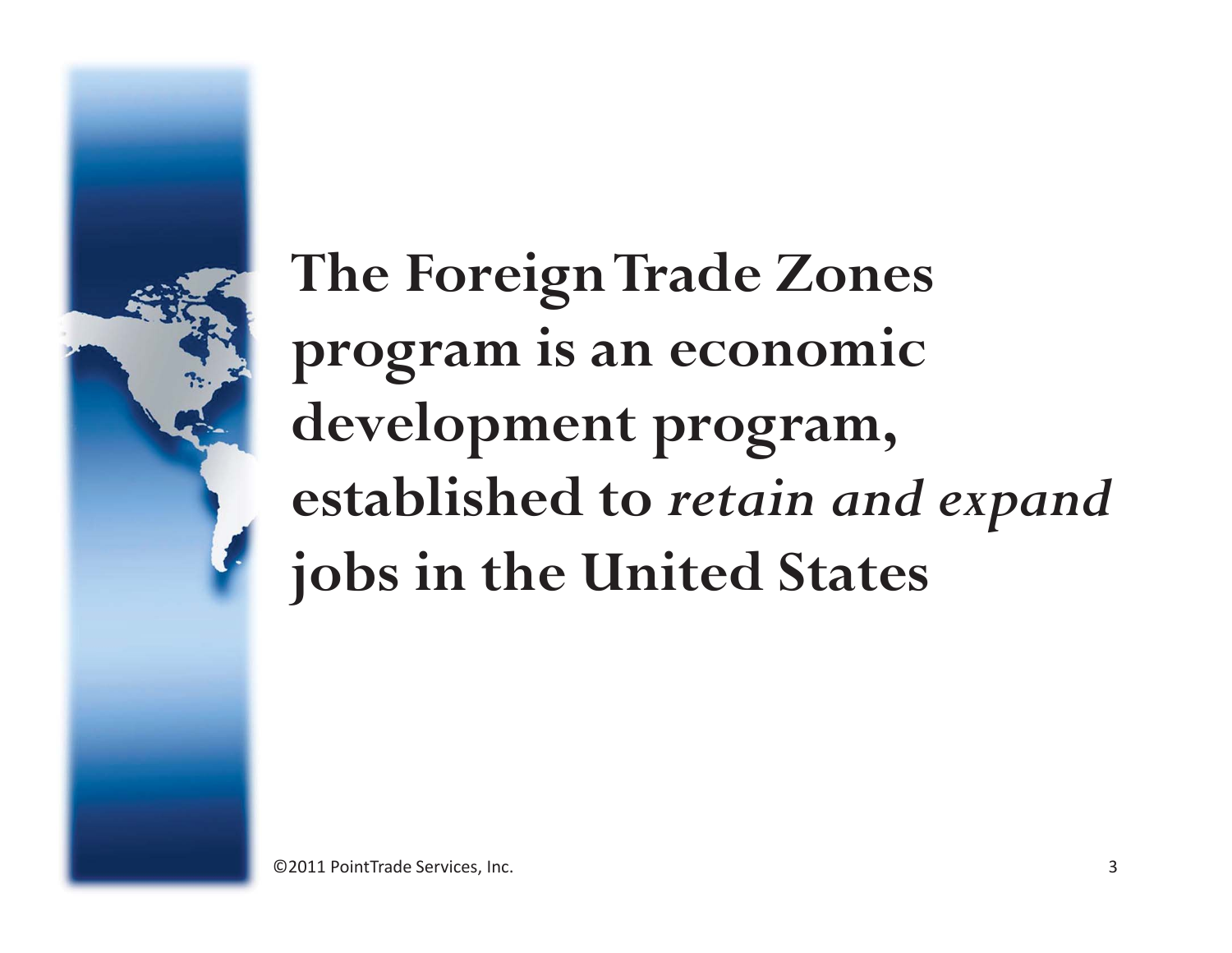**The Foreign Trade Zones program is an economic development program, established to *retain and expand* jobs in the United States**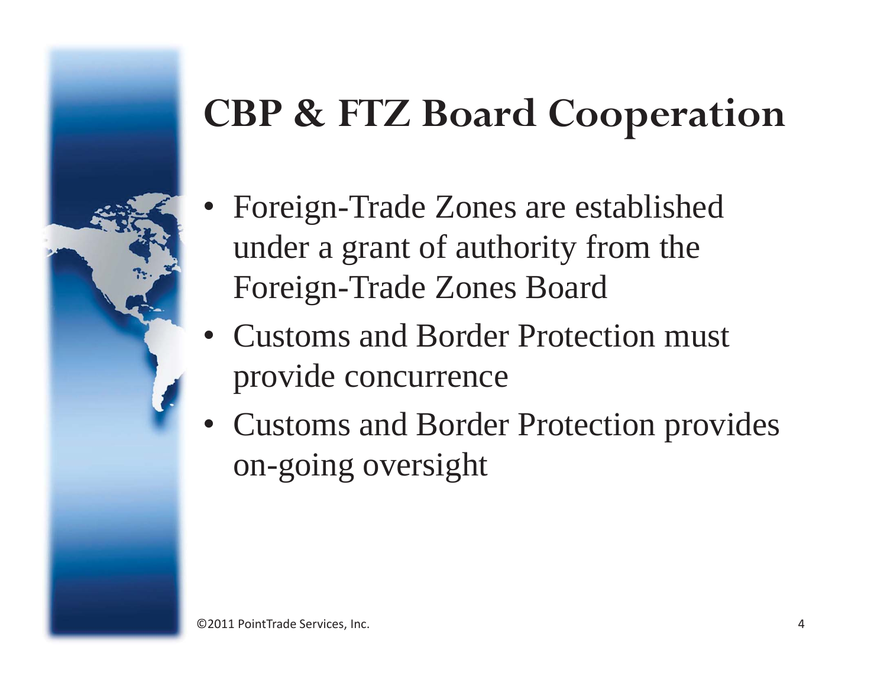# CBP & FTZ Board Cooperation

- Foreign-Trade Zones are established under a grant of authority from the Foreign-Trade Zones Board
- Customs and Border Protection must provide concurrence
- Customs and Border Protection provides on-going oversight

©2011 PointTrade Services, Inc.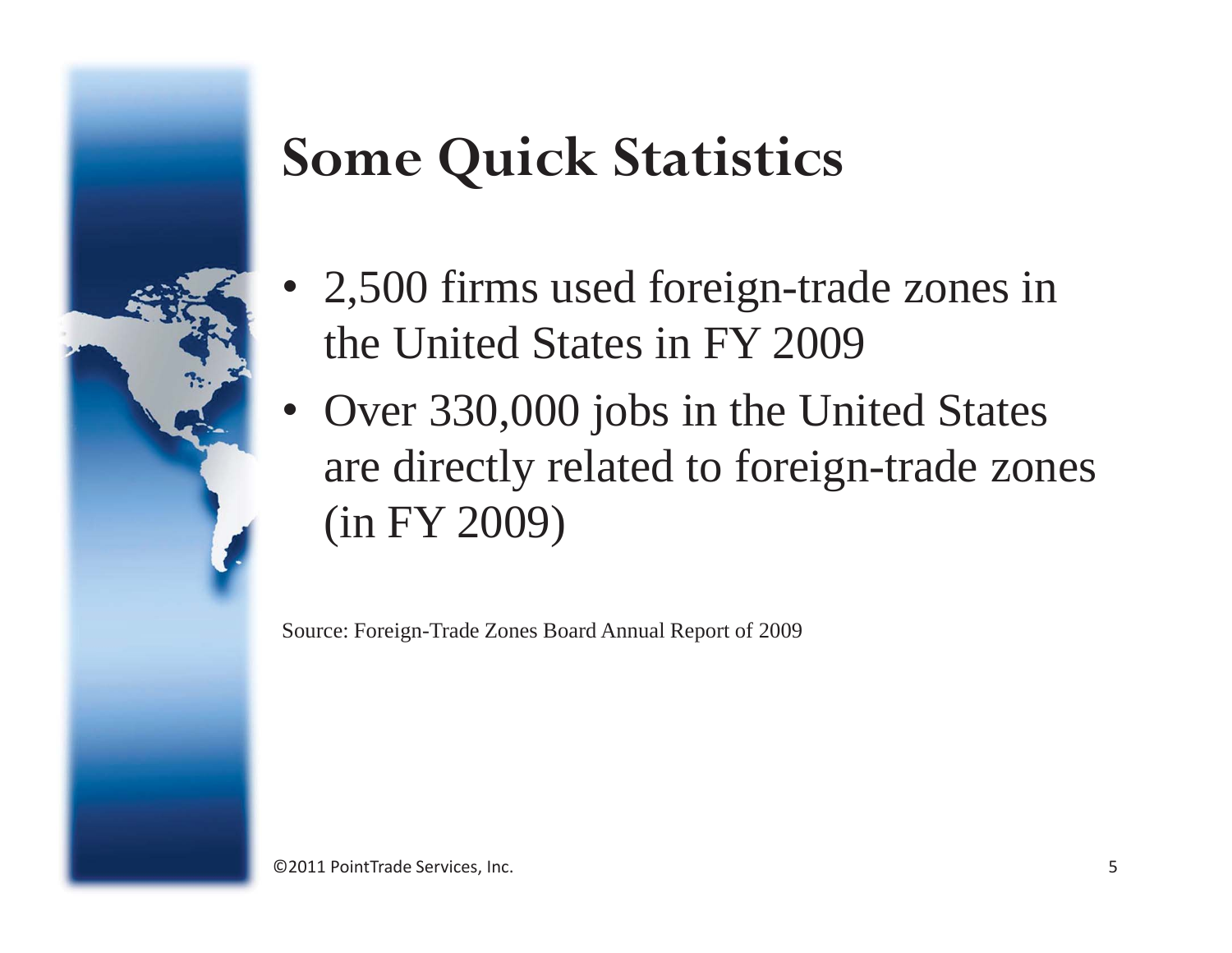# Some Quick Statistics

- 2,500 firms used foreign-trade zones in the United States in FY 2009
- Over 330,000 jobs in the United States are directly related to foreign-trade zones (in FY 2009)

Source: Foreign-Trade Zones Board Annual Report of 2009

©2011 PointTrade Services, Inc.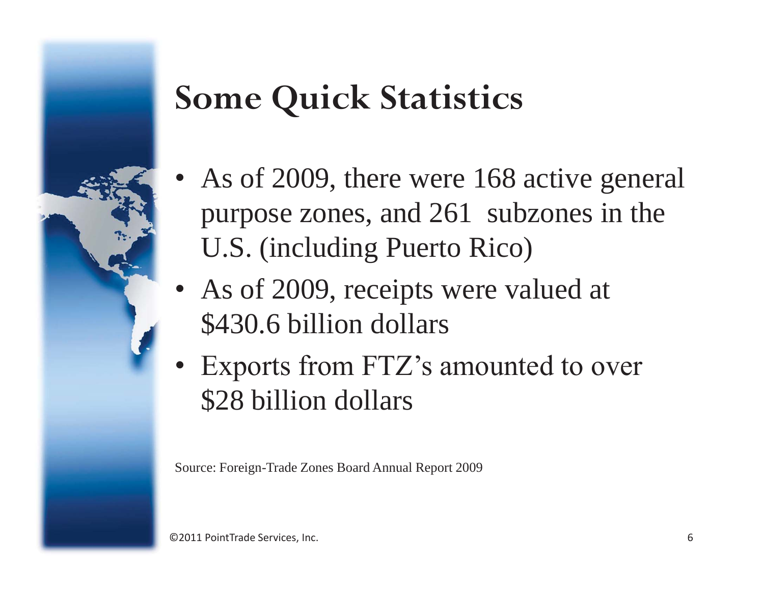# Some Quick Statistics

- As of 2009, there were 168 active general purpose zones, and 261 subzones in the U.S. (including Puerto Rico)
- As of 2009, receipts were valued at $430.6 billion dollars
- Exports from FTZ's amounted to over $28 billion dollars

Source: Foreign-Trade Zones Board Annual Report 2009

©2011 PointTrade Services, Inc.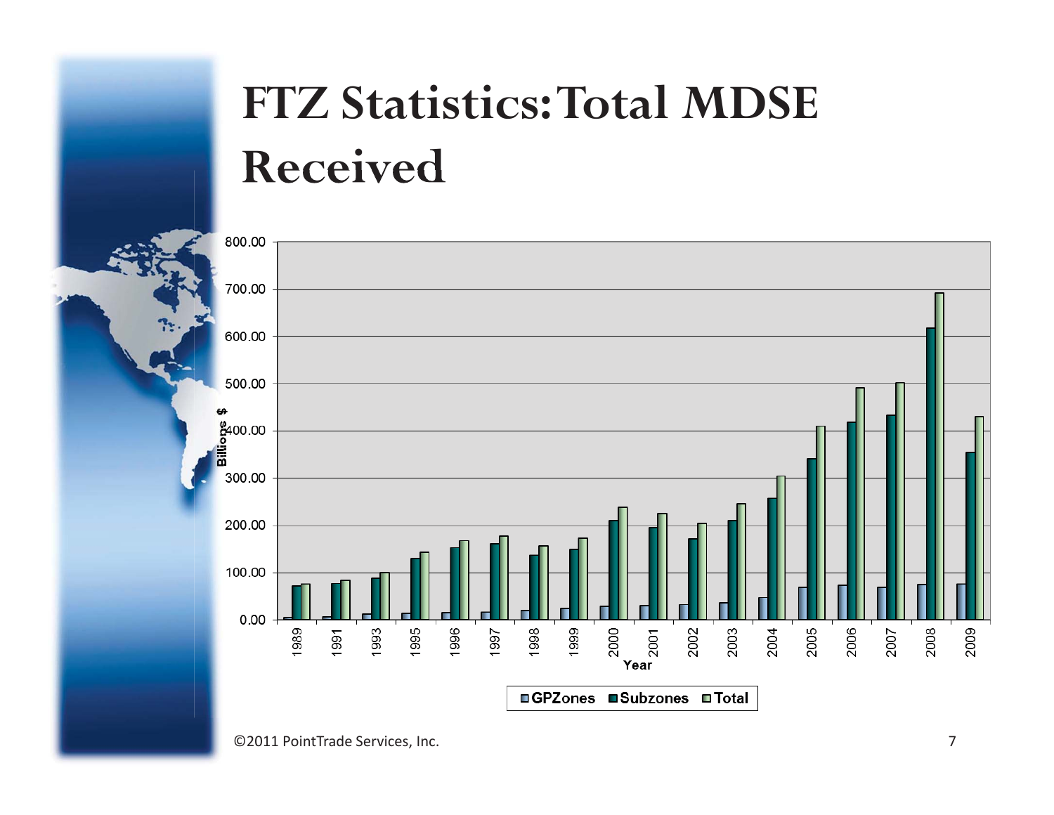# FTZ Statistics: Total MDSE Received

©2011 PointTrade Services, Inc.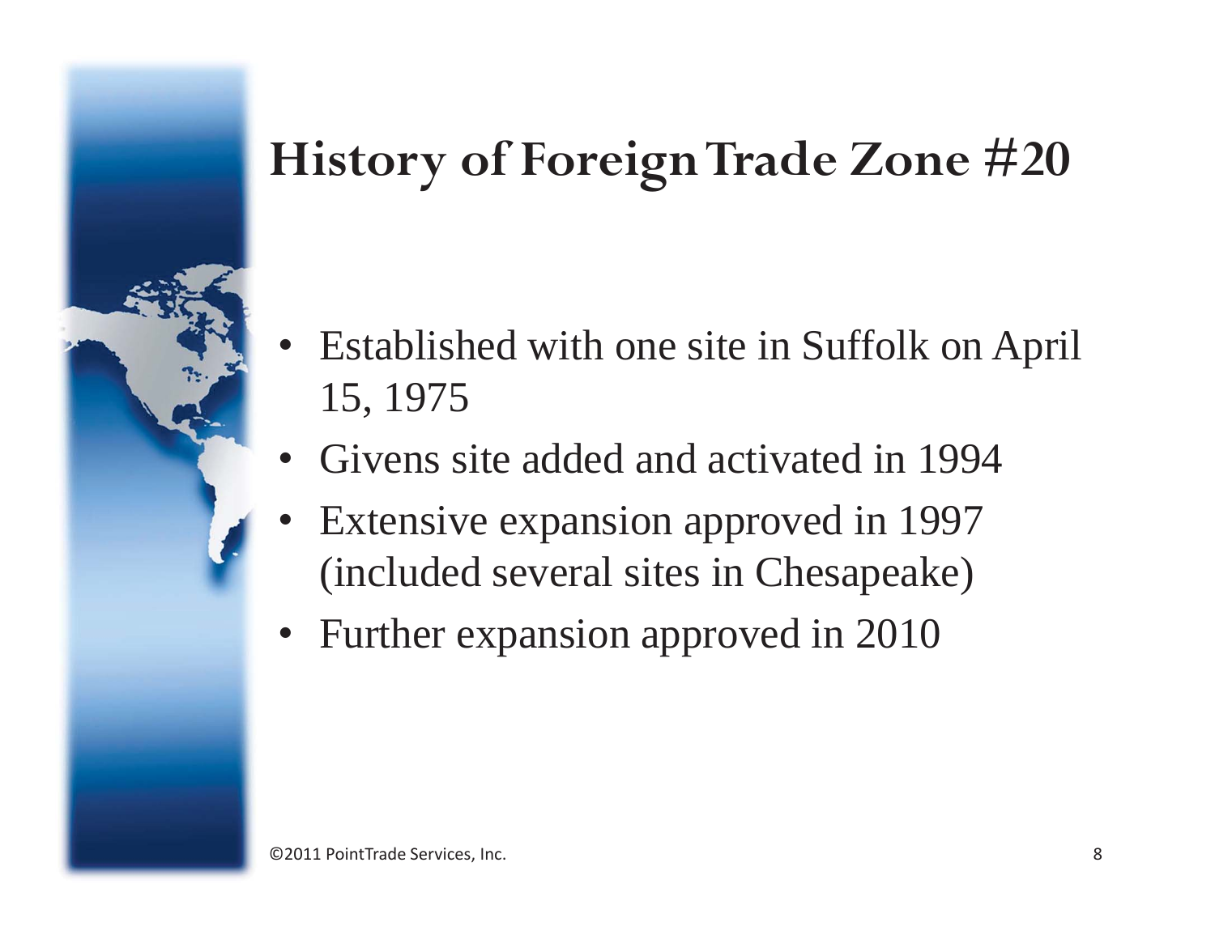# History of Foreign Trade Zone #20

- Established with one site in Suffolk on April 15, 1975
- Givens site added and activated in 1994
- Extensive expansion approved in 1997 (included several sites in Chesapeake)
- Further expansion approved in 2010

©2011 PointTrade Services, Inc.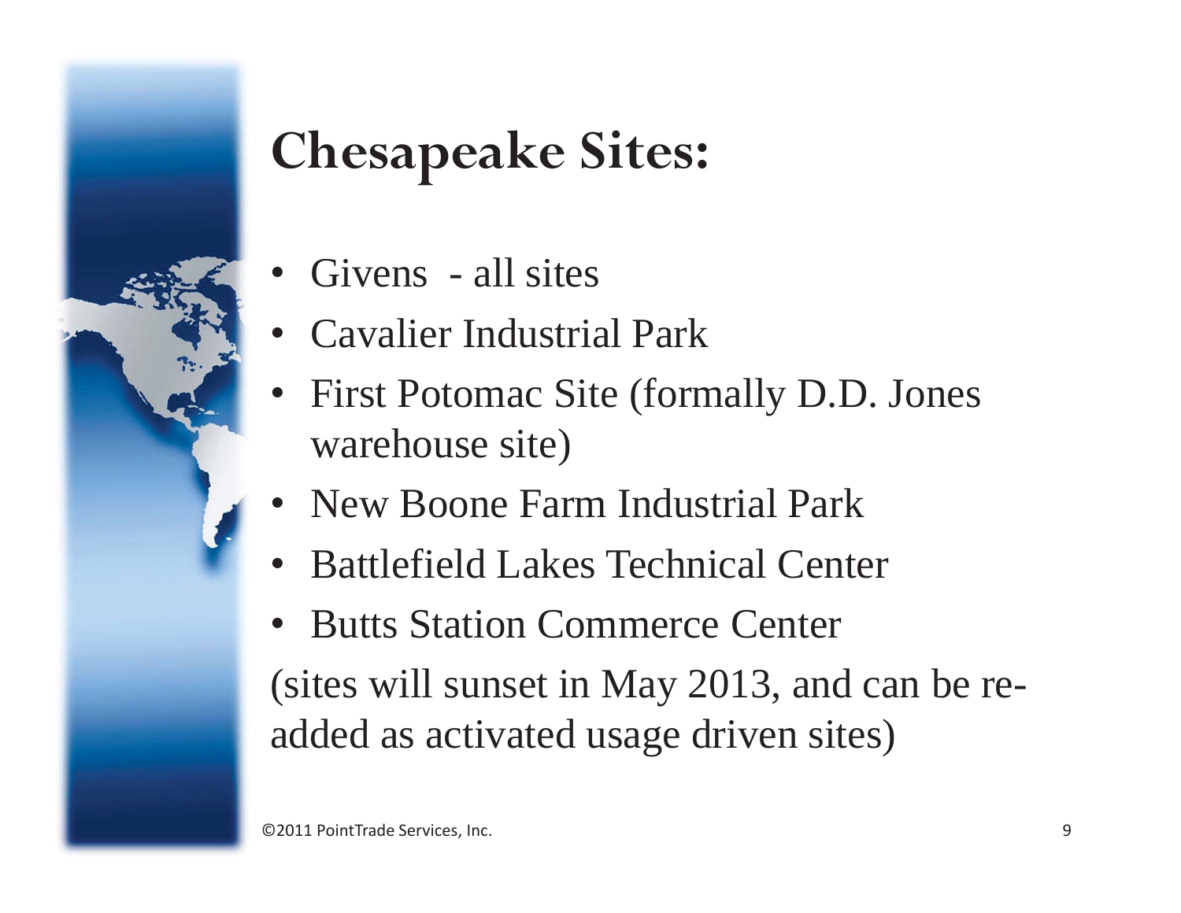# Chesapeake Sites:

- Givens - all sites
- Cavalier Industrial Park
- First Potomac Site (formally D.D. Jones warehouse site)
- New Boone Farm Industrial Park
- Battlefield Lakes Technical Center
- Butts Station Commerce Center

(sites will sunset in May 2013, and can be re-added as activated usage driven sites)

©2011 PointTrade Services, Inc.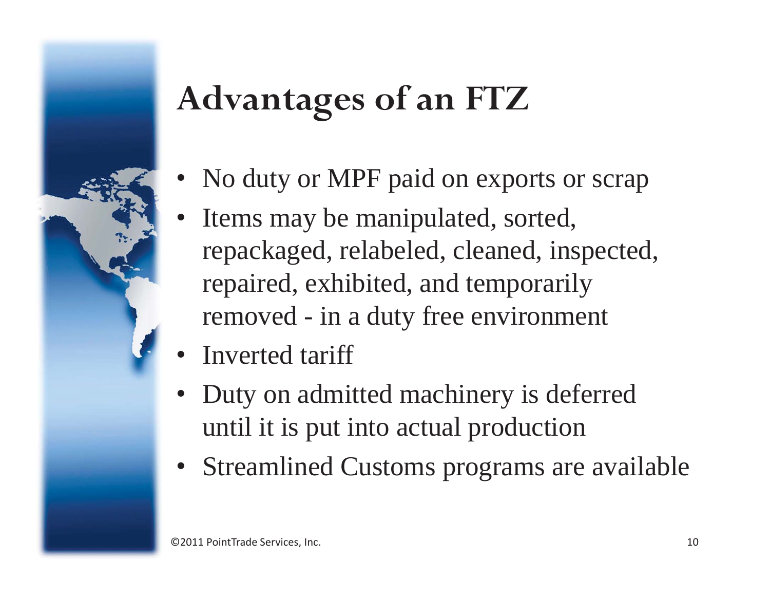# Advantages of an FTZ

- No duty or MPF paid on exports or scrap
- Items may be manipulated, sorted, repackaged, relabeled, cleaned, inspected, repaired, exhibited, and temporarily removed - in a duty free environment
- Inverted tariff
- Duty on admitted machinery is deferred until it is put into actual production
- Streamlined Customs programs are available

©2011 PointTrade Services, Inc.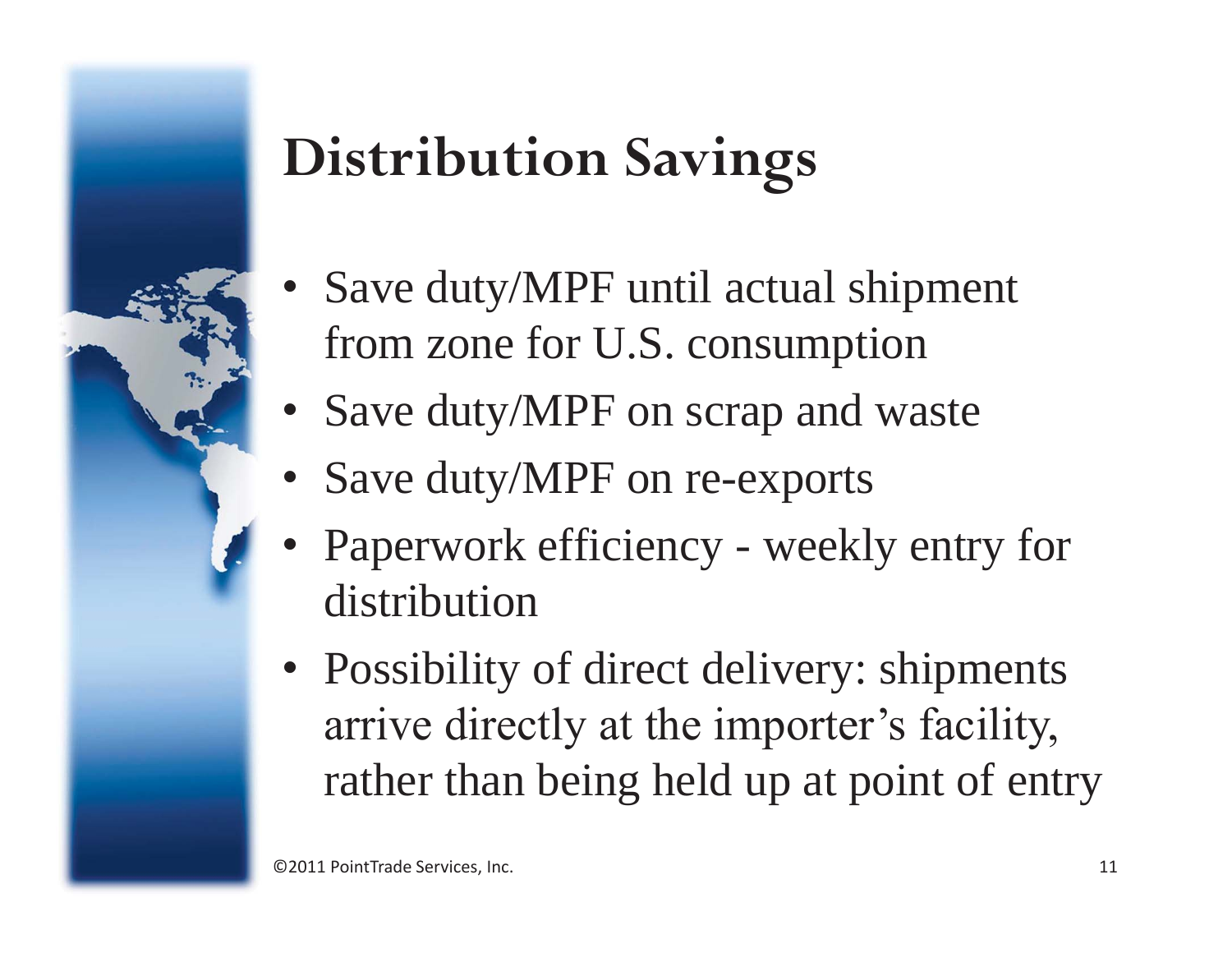# Distribution Savings

- Save duty/MPF until actual shipment from zone for U.S. consumption
- Save duty/MPF on scrap and waste
- Save duty/MPF on re-exports
- Paperwork efficiency - weekly entry for distribution
- Possibility of direct delivery: shipments arrive directly at the importer's facility, rather than being held up at point of entry

©2011 PointTrade Services, Inc.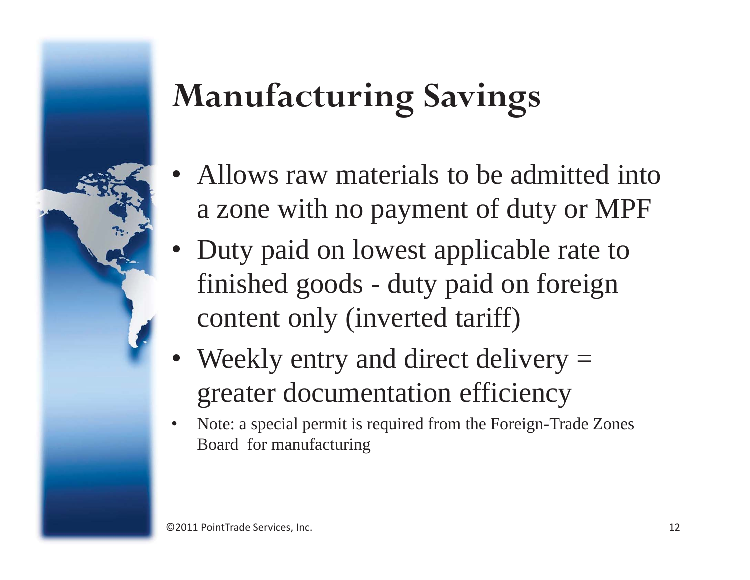# Manufacturing Savings

- Allows raw materials to be admitted into a zone with no payment of duty or MPF
- Duty paid on lowest applicable rate to finished goods - duty paid on foreign content only (inverted tariff)
- Weekly entry and direct delivery = greater documentation efficiency
- Note: a special permit is required from the Foreign-Trade Zones Board for manufacturing

©2011 PointTrade Services, Inc.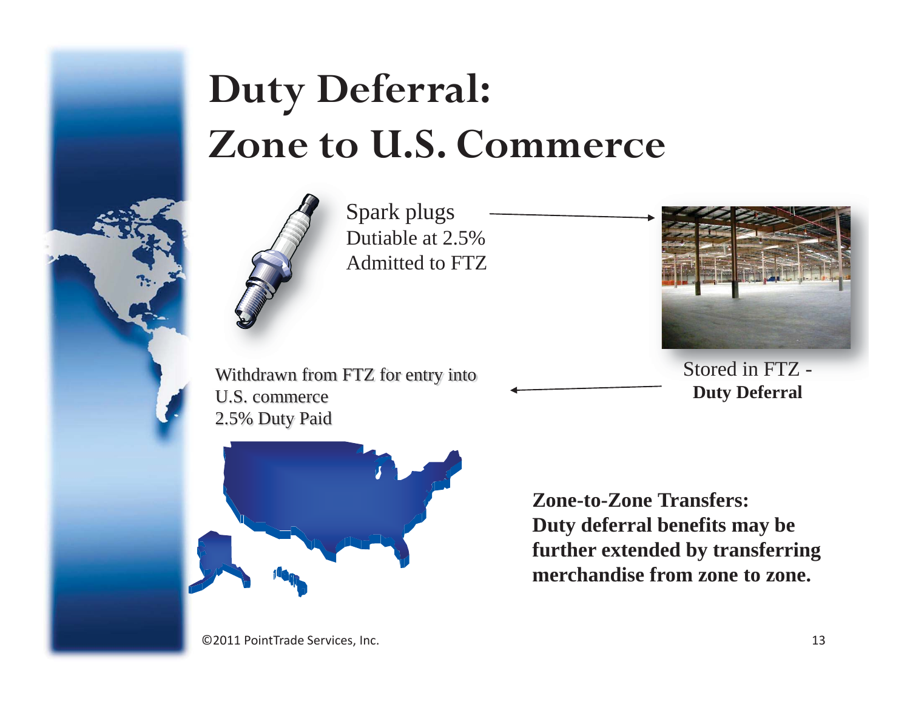# Duty Deferral: Zone to U.S. Commerce

Spark plugs
Dutiable at 2.5%
Admitted to FTZ

Stored in FTZ - **Duty Deferral**

Withdrawn from FTZ for entry into U.S. commerce
2.5% Duty Paid

**Zone-to-Zone Transfers: Duty deferral benefits may be further extended by transferring merchandise from zone to zone.**

©2011 PointTrade Services, Inc.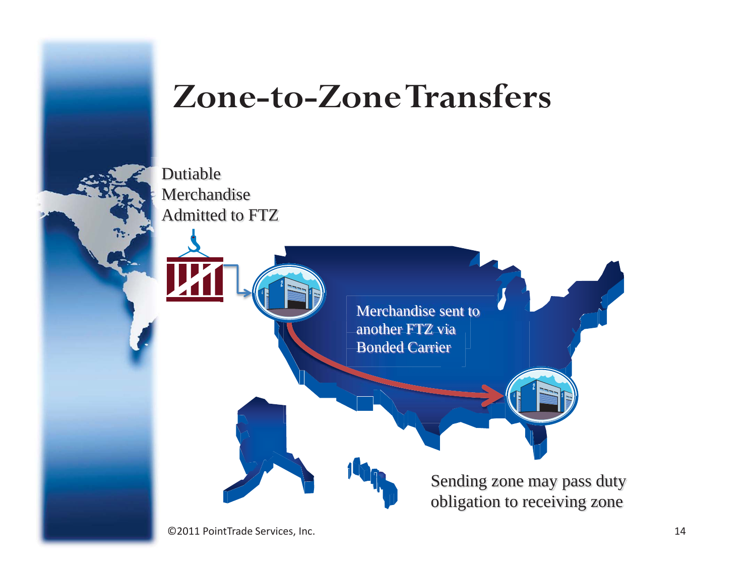# Zone-to-Zone Transfers

Dutiable Merchandise Admitted to FTZ

Merchandise sent to another FTZ via Bonded Carrier

Sending zone may pass duty obligation to receiving zone

©2011 PointTrade Services, Inc.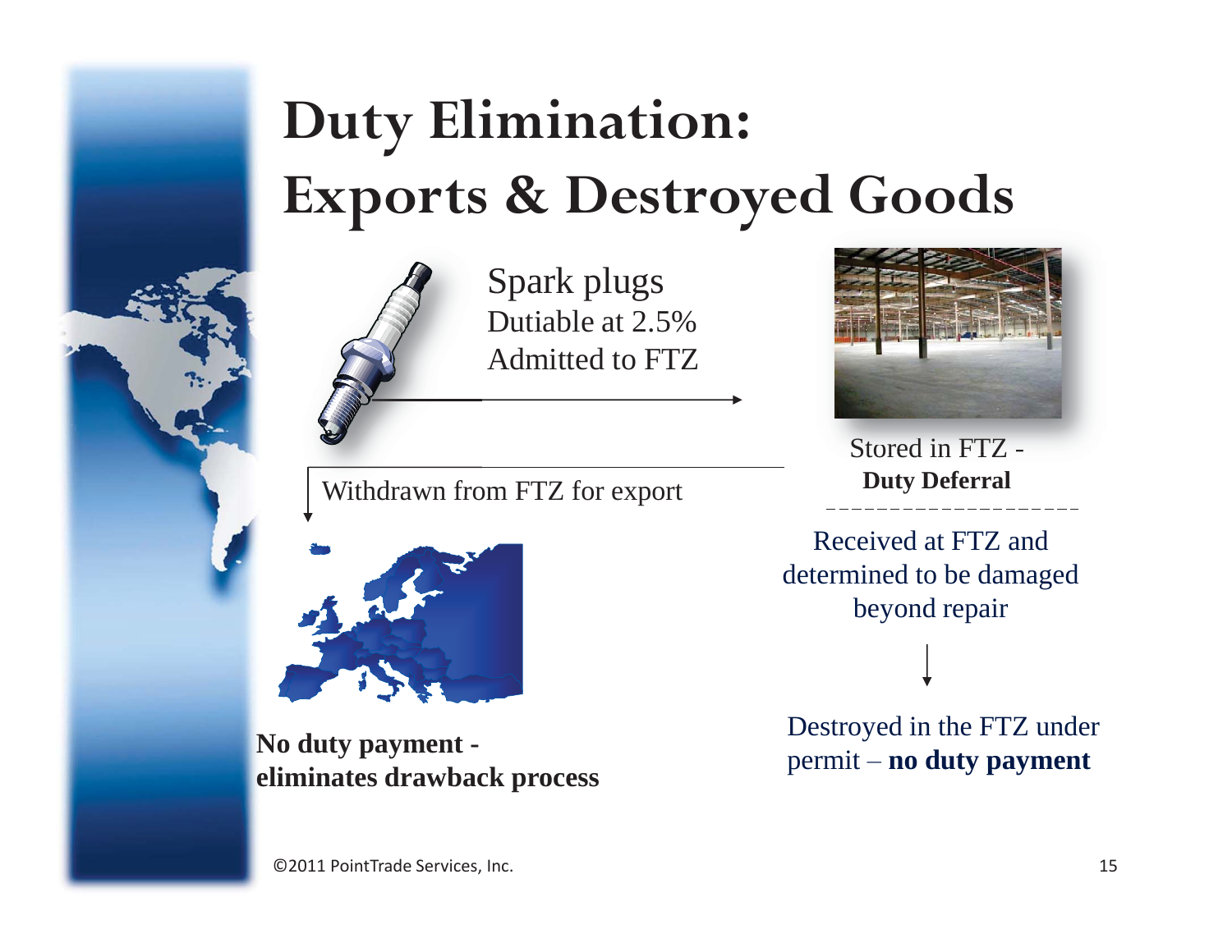# Duty Elimination: Exports & Destroyed Goods

Spark plugs
Dutiable at 2.5%
Admitted to FTZ

Stored in FTZ -
**Duty Deferral**

Withdrawn from FTZ for export

**No duty payment - eliminates drawback process**

Received at FTZ and determined to be damaged beyond repair

Destroyed in the FTZ under permit – **no duty payment**

©2011 PointTrade Services, Inc.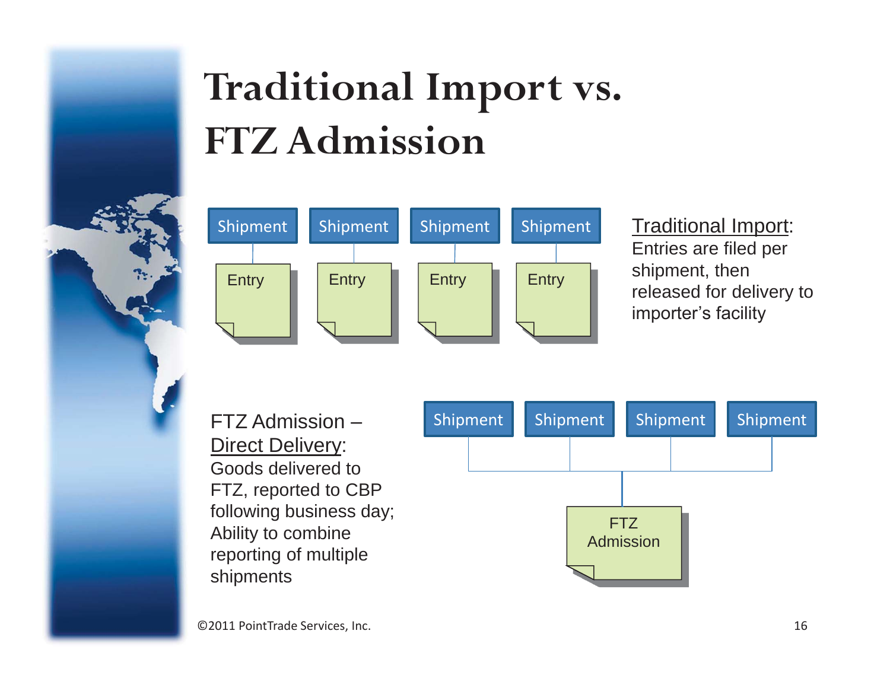# Traditional Import vs. FTZ Admission

Shipment → Entry | Shipment → Entry | Shipment → Entry | Shipment → Entry

<u>Traditional Import</u>: Entries are filed per shipment, then released for delivery to importer's facility

FTZ Admission – <u>Direct Delivery</u>: Goods delivered to FTZ, reported to CBP following business day; Ability to combine reporting of multiple shipments

Shipment | Shipment | Shipment | Shipment → FTZ Admission

©2011 PointTrade Services, Inc.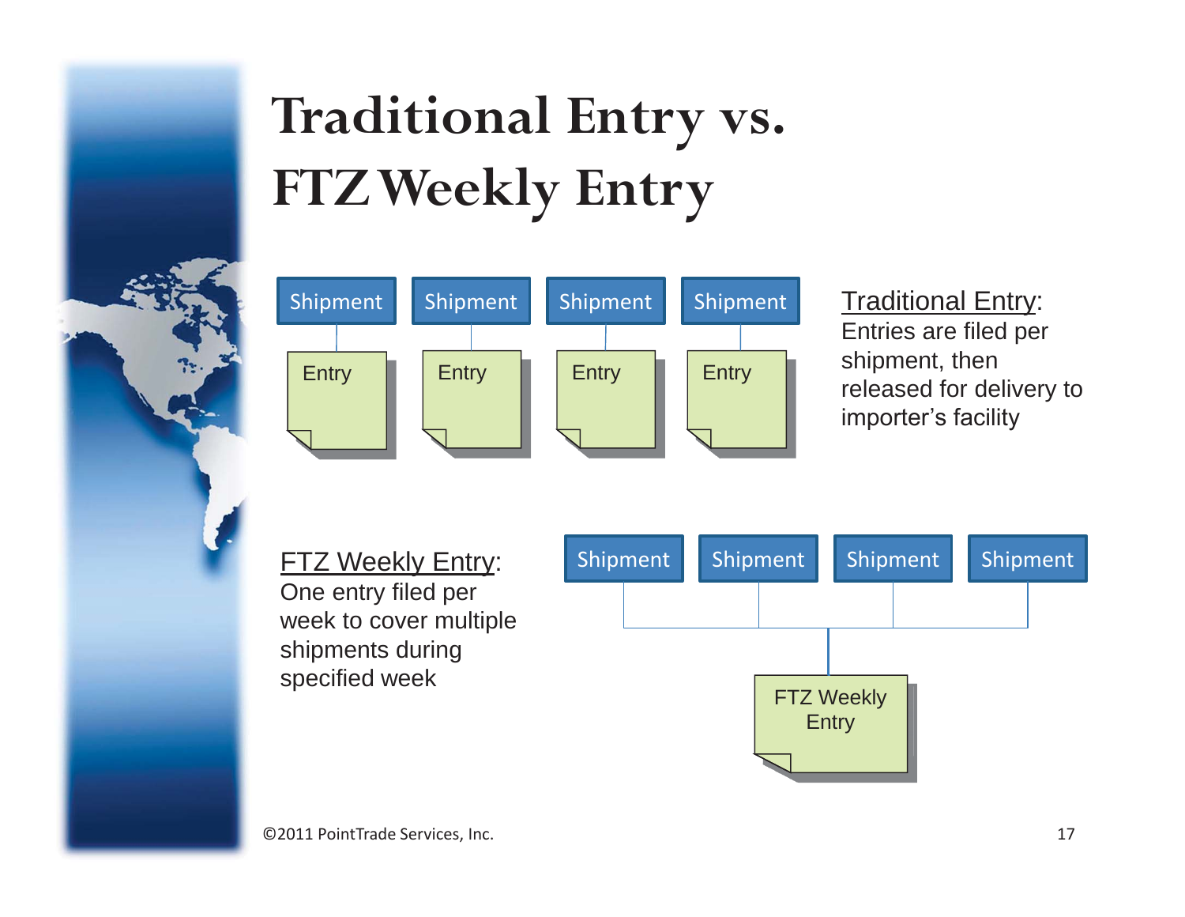# Traditional Entry vs. FTZ Weekly Entry

Shipment → Entry | Shipment → Entry | Shipment → Entry | Shipment → Entry

Traditional Entry: Entries are filed per shipment, then released for delivery to importer's facility

FTZ Weekly Entry: One entry filed per week to cover multiple shipments during specified week

Shipment | Shipment | Shipment | Shipment → FTZ Weekly Entry

©2011 PointTrade Services, Inc.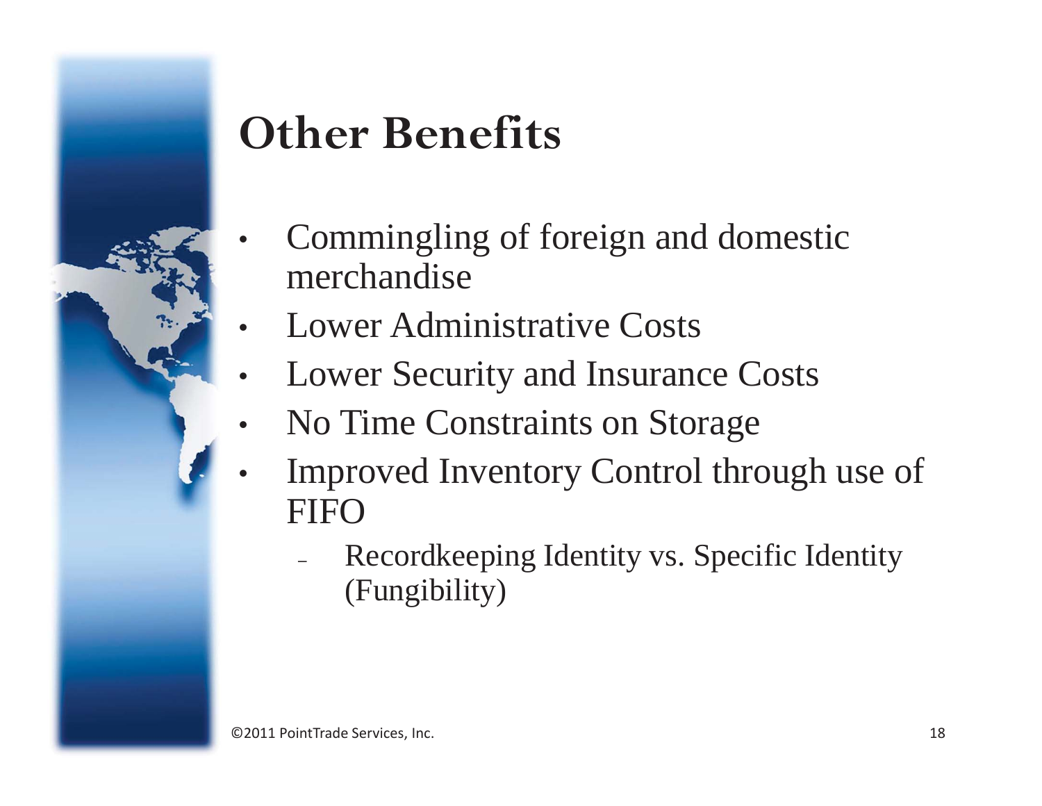# Other Benefits

- Commingling of foreign and domestic merchandise
- Lower Administrative Costs
- Lower Security and Insurance Costs
- No Time Constraints on Storage
- Improved Inventory Control through use of FIFO
  - Recordkeeping Identity vs. Specific Identity (Fungibility)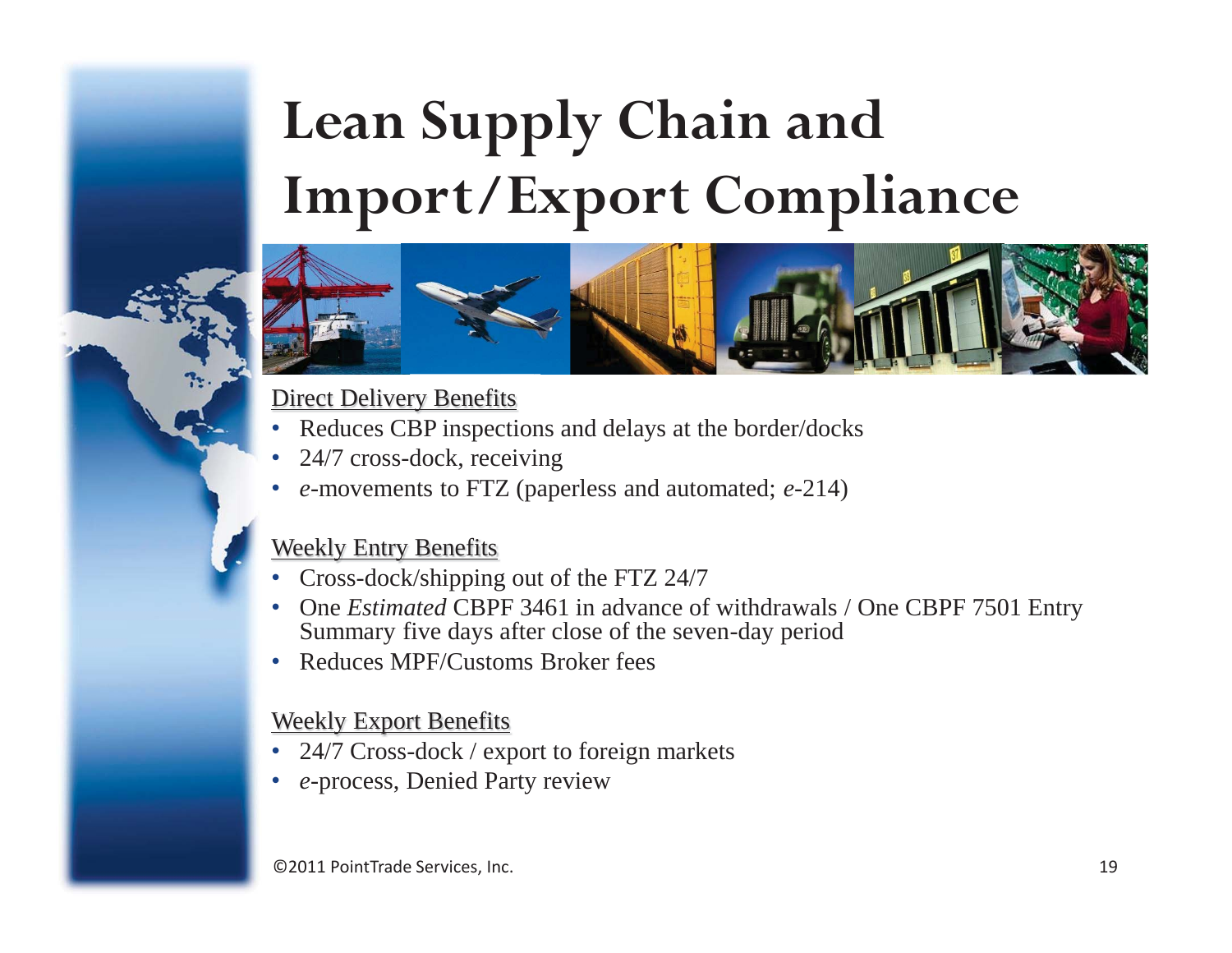# Lean Supply Chain and Import/Export Compliance

Direct Delivery Benefits

- Reduces CBP inspections and delays at the border/docks
- 24/7 cross-dock, receiving
- *e*-movements to FTZ (paperless and automated; *e*-214)

Weekly Entry Benefits

- Cross-dock/shipping out of the FTZ 24/7
- One *Estimated* CBPF 3461 in advance of withdrawals / One CBPF 7501 Entry Summary five days after close of the seven-day period
- Reduces MPF/Customs Broker fees

Weekly Export Benefits

- 24/7 Cross-dock / export to foreign markets
- *e*-process, Denied Party review

©2011 PointTrade Services, Inc.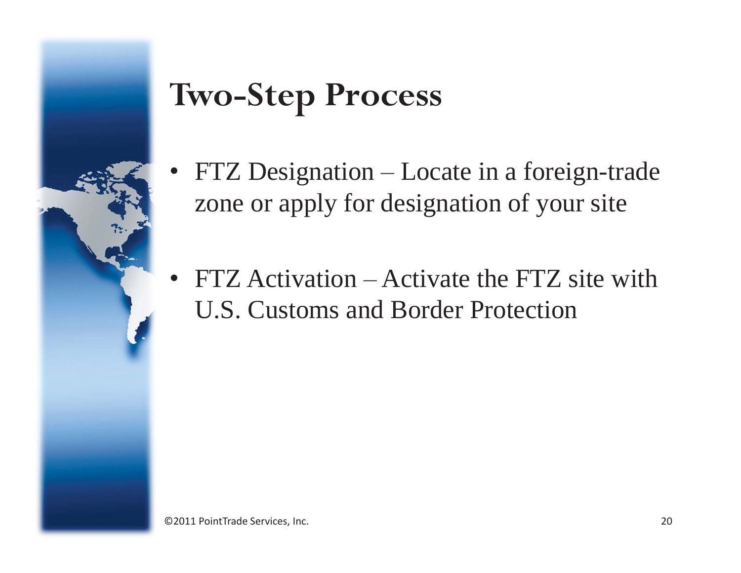# Two-Step Process

- FTZ Designation – Locate in a foreign-trade zone or apply for designation of your site
- FTZ Activation – Activate the FTZ site with U.S. Customs and Border Protection

©2011 PointTrade Services, Inc.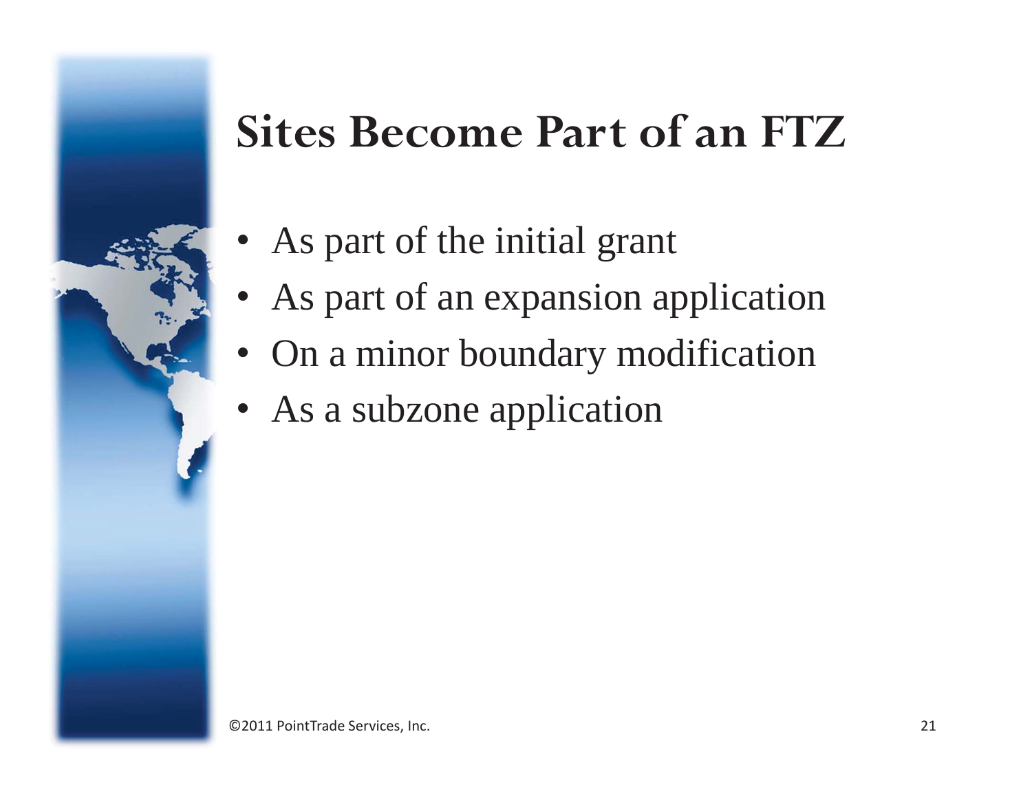# Sites Become Part of an FTZ

- As part of the initial grant
- As part of an expansion application
- On a minor boundary modification
- As a subzone application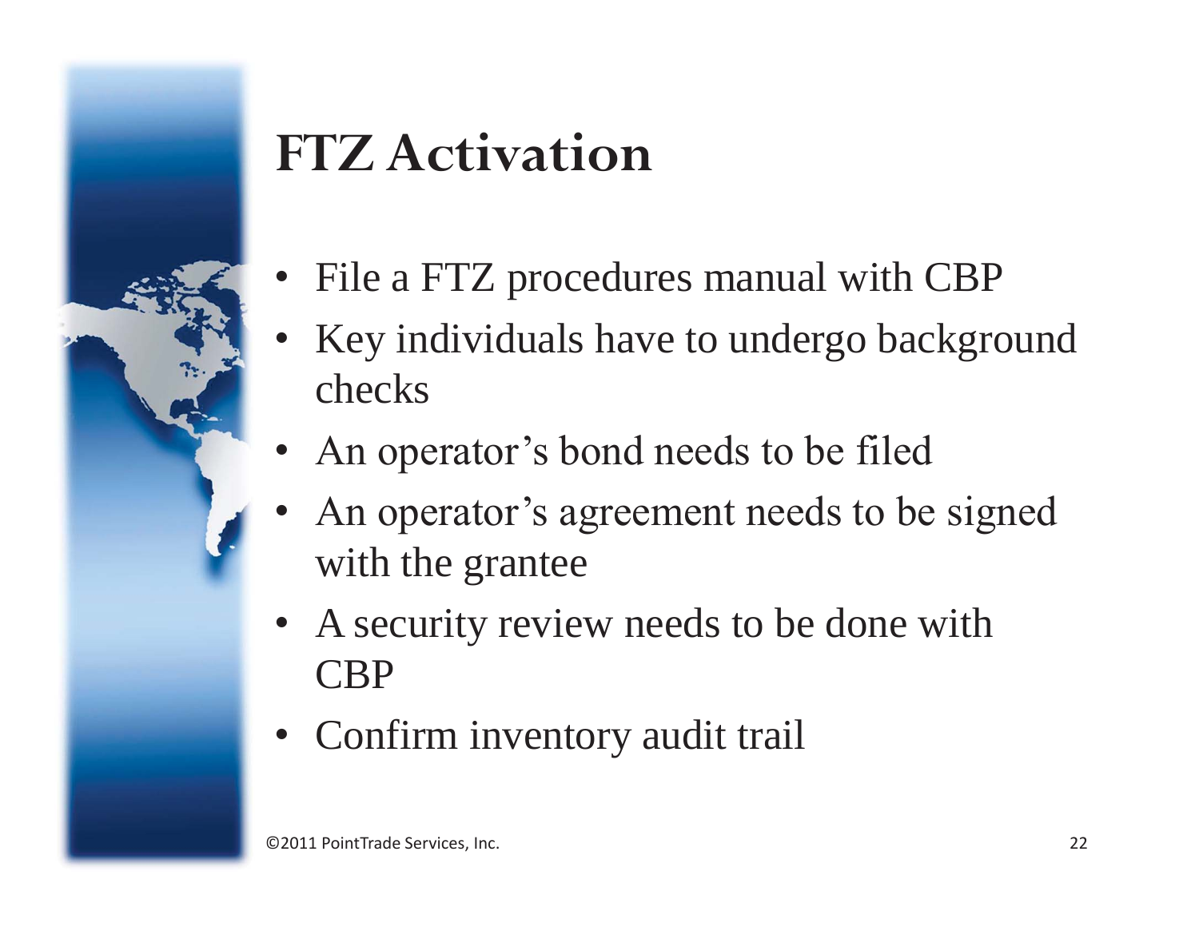# FTZ Activation

- File a FTZ procedures manual with CBP
- Key individuals have to undergo background checks
- An operator's bond needs to be filed
- An operator's agreement needs to be signed with the grantee
- A security review needs to be done with CBP
- Confirm inventory audit trail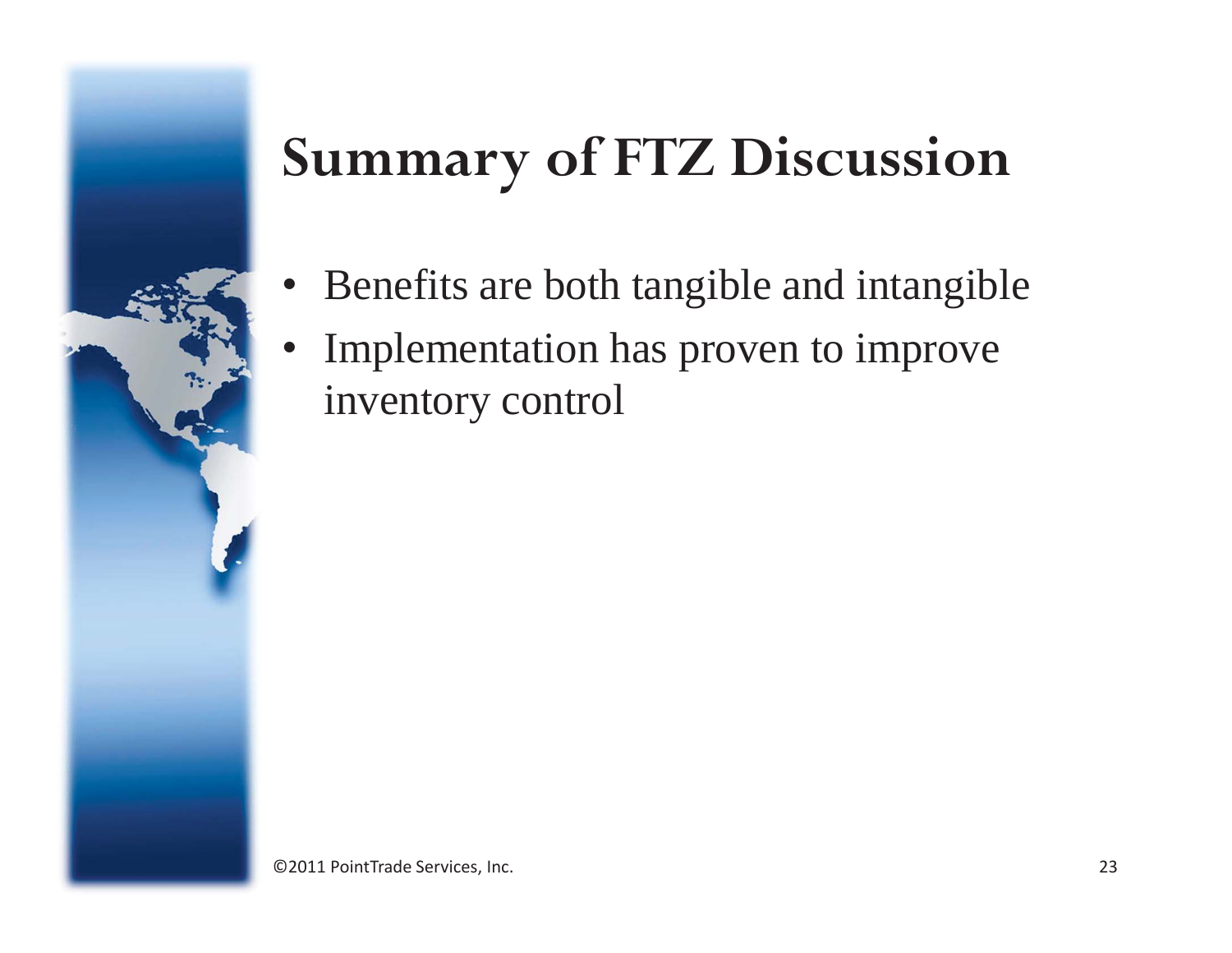# Summary of FTZ Discussion

- Benefits are both tangible and intangible
- Implementation has proven to improve inventory control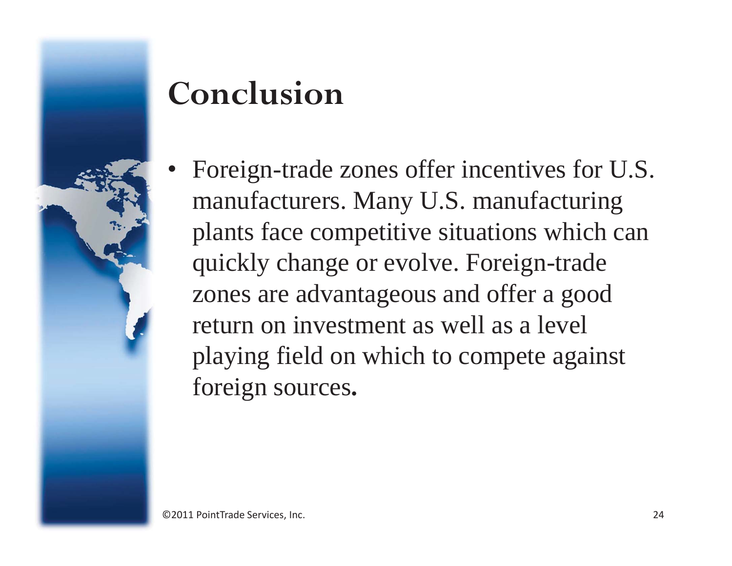# Conclusion

- Foreign-trade zones offer incentives for U.S. manufacturers. Many U.S. manufacturing plants face competitive situations which can quickly change or evolve. Foreign-trade zones are advantageous and offer a good return on investment as well as a level playing field on which to compete against foreign sources.

©2011 PointTrade Services, Inc.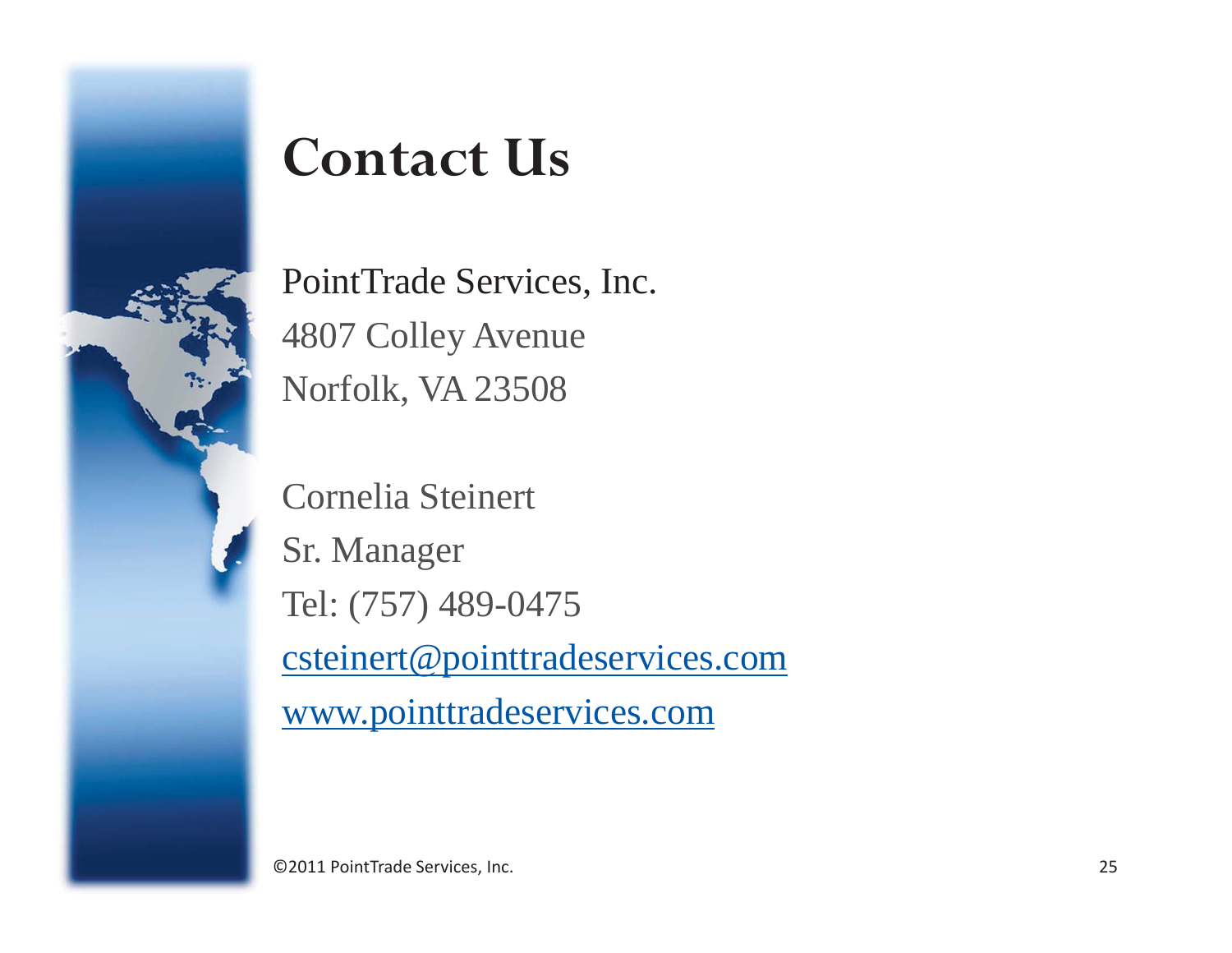# Contact Us

PointTrade Services, Inc.
4807 Colley Avenue
Norfolk, VA 23508

Cornelia Steinert
Sr. Manager
Tel: (757) 489-0475
csteinert@pointtradeservices.com
www.pointtradeservices.com

©2011 PointTrade Services, Inc.